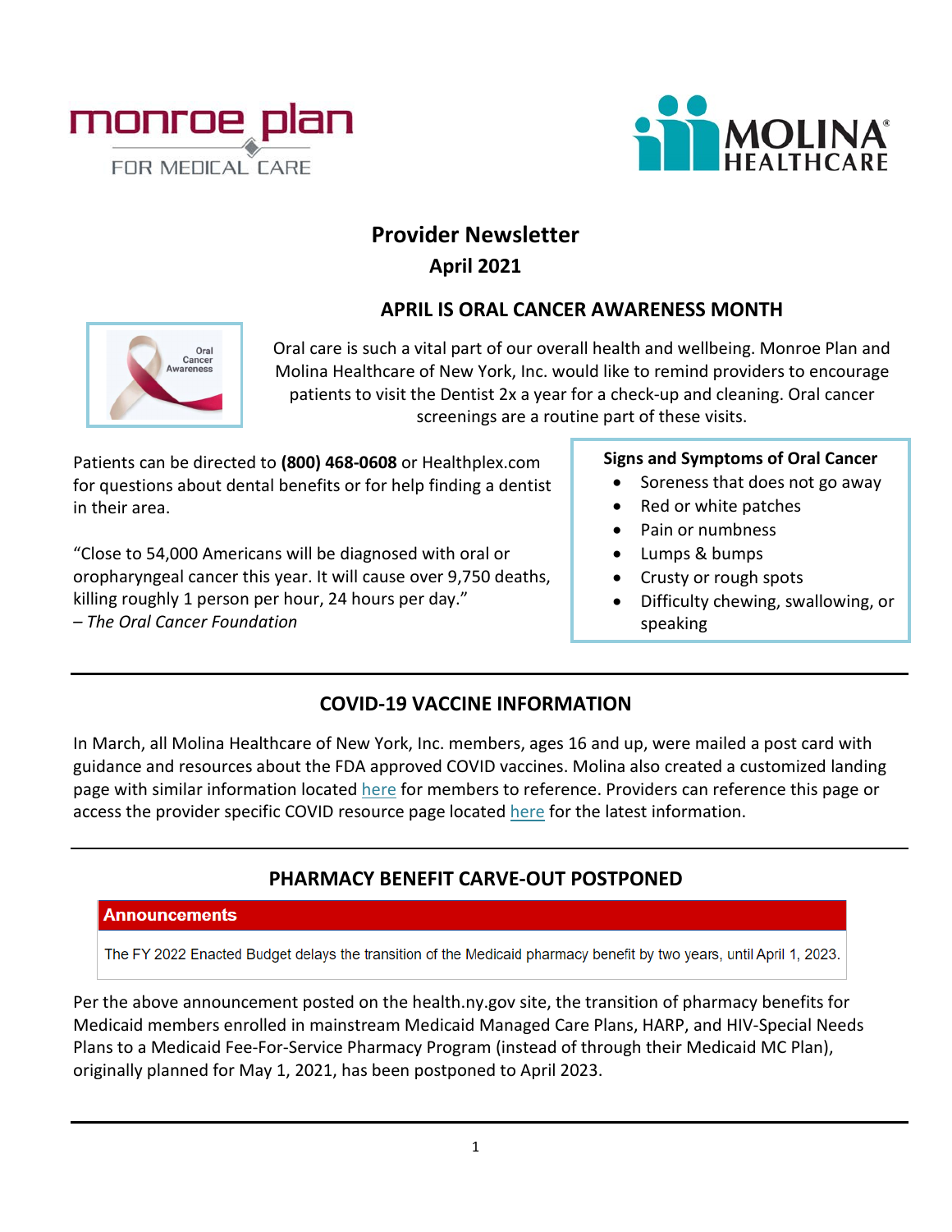# Provider Newsletter

**April 2021**

## APRIL IS ORAL CANCER AWARENESS MONTH

Oral care is such a vital part of our overall health and wellbeing. Monroe Plan and Molina Healthcare of New York, Inc. would like to remind providers to encourage patients to visit the Dentist 2x a year for a check-up and cleaning. Oral cancer screenings are a routine part of these visits.

Patients can be directed to **(800) 468-0608** or Healthplex.com for questions about dental benefits or for help finding a dentist in their area.

"Close to 54,000 Americans will be diagnosed with oral or oropharyngeal cancer this year. It will cause over 9,750 deaths, killing roughly 1 person per hour, 24 hours per day."
– *The Oral Cancer Foundation*

**Signs and Symptoms of Oral Cancer**

- Soreness that does not go away
- Red or white patches
- Pain or numbness
- Lumps & bumps
- Crusty or rough spots
- Difficulty chewing, swallowing, or speaking

---

## COVID-19 VACCINE INFORMATION

In March, all Molina Healthcare of New York, Inc. members, ages 16 and up, were mailed a post card with guidance and resources about the FDA approved COVID vaccines. Molina also created a customized landing page with similar information located here for members to reference. Providers can reference this page or access the provider specific COVID resource page located here for the latest information.

---

## PHARMACY BENEFIT CARVE-OUT POSTPONED

**Announcements**

The FY 2022 Enacted Budget delays the transition of the Medicaid pharmacy benefit by two years, until April 1, 2023.

Per the above announcement posted on the health.ny.gov site, the transition of pharmacy benefits for Medicaid members enrolled in mainstream Medicaid Managed Care Plans, HARP, and HIV-Special Needs Plans to a Medicaid Fee-For-Service Pharmacy Program (instead of through their Medicaid MC Plan), originally planned for May 1, 2021, has been postponed to April 2023.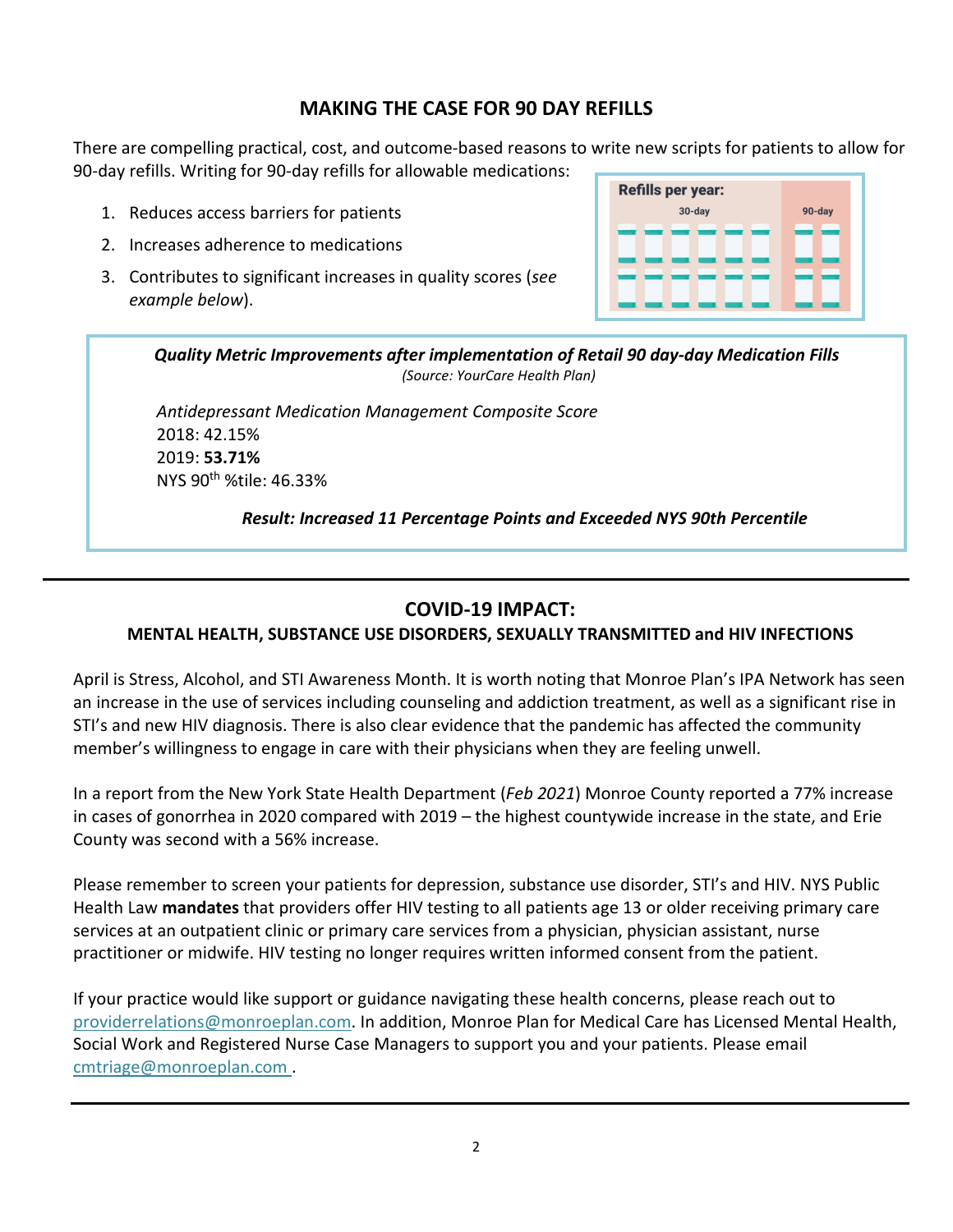## MAKING THE CASE FOR 90 DAY REFILLS

There are compelling practical, cost, and outcome-based reasons to write new scripts for patients to allow for 90-day refills. Writing for 90-day refills for allowable medications:

1. Reduces access barriers for patients
2. Increases adherence to medications
3. Contributes to significant increases in quality scores (*see example below*).

Refills per year:

30-day | 90-day

***Quality Metric Improvements after implementation of Retail 90 day-day Medication Fills***
*(Source: YourCare Health Plan)*

*Antidepressant Medication Management Composite Score*
2018: 42.15%
2019: **53.71%**
NYS 90th %tile: 46.33%

***Result: Increased 11 Percentage Points and Exceeded NYS 90th Percentile***

---

## COVID-19 IMPACT:

### MENTAL HEALTH, SUBSTANCE USE DISORDERS, SEXUALLY TRANSMITTED and HIV INFECTIONS

April is Stress, Alcohol, and STI Awareness Month. It is worth noting that Monroe Plan's IPA Network has seen an increase in the use of services including counseling and addiction treatment, as well as a significant rise in STI's and new HIV diagnosis. There is also clear evidence that the pandemic has affected the community member's willingness to engage in care with their physicians when they are feeling unwell.

In a report from the New York State Health Department (*Feb 2021*) Monroe County reported a 77% increase in cases of gonorrhea in 2020 compared with 2019 – the highest countywide increase in the state, and Erie County was second with a 56% increase.

Please remember to screen your patients for depression, substance use disorder, STI's and HIV. NYS Public Health Law **mandates** that providers offer HIV testing to all patients age 13 or older receiving primary care services at an outpatient clinic or primary care services from a physician, physician assistant, nurse practitioner or midwife. HIV testing no longer requires written informed consent from the patient.

If your practice would like support or guidance navigating these health concerns, please reach out to providerrelations@monroeplan.com. In addition, Monroe Plan for Medical Care has Licensed Mental Health, Social Work and Registered Nurse Case Managers to support you and your patients. Please email cmtriage@monroeplan.com .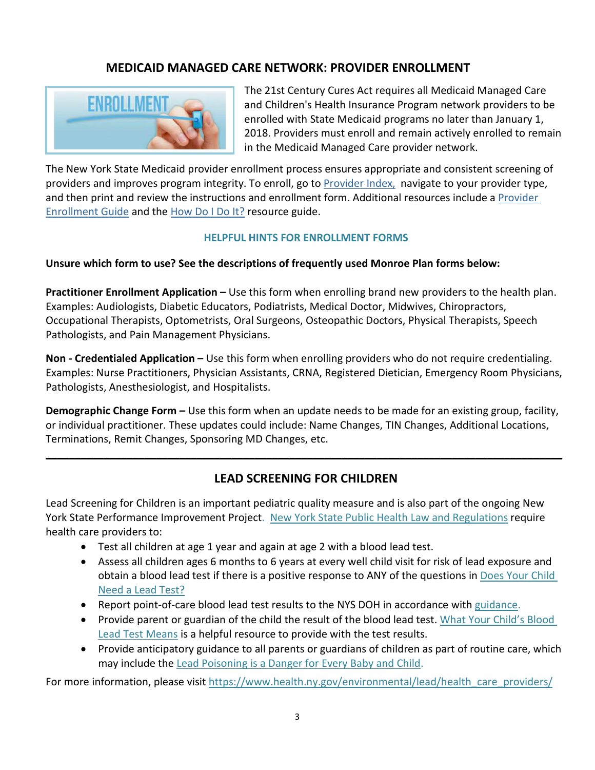## MEDICAID MANAGED CARE NETWORK: PROVIDER ENROLLMENT

The 21st Century Cures Act requires all Medicaid Managed Care and Children's Health Insurance Program network providers to be enrolled with State Medicaid programs no later than January 1, 2018. Providers must enroll and remain actively enrolled to remain in the Medicaid Managed Care provider network.

The New York State Medicaid provider enrollment process ensures appropriate and consistent screening of providers and improves program integrity. To enroll, go to Provider Index, navigate to your provider type, and then print and review the instructions and enrollment form. Additional resources include a Provider Enrollment Guide and the How Do I Do It? resource guide.

### HELPFUL HINTS FOR ENROLLMENT FORMS

**Unsure which form to use? See the descriptions of frequently used Monroe Plan forms below:**

**Practitioner Enrollment Application –** Use this form when enrolling brand new providers to the health plan. Examples: Audiologists, Diabetic Educators, Podiatrists, Medical Doctor, Midwives, Chiropractors, Occupational Therapists, Optometrists, Oral Surgeons, Osteopathic Doctors, Physical Therapists, Speech Pathologists, and Pain Management Physicians.

**Non - Credentialed Application –** Use this form when enrolling providers who do not require credentialing. Examples: Nurse Practitioners, Physician Assistants, CRNA, Registered Dietician, Emergency Room Physicians, Pathologists, Anesthesiologist, and Hospitalists.

**Demographic Change Form –** Use this form when an update needs to be made for an existing group, facility, or individual practitioner. These updates could include: Name Changes, TIN Changes, Additional Locations, Terminations, Remit Changes, Sponsoring MD Changes, etc.

---

## LEAD SCREENING FOR CHILDREN

Lead Screening for Children is an important pediatric quality measure and is also part of the ongoing New York State Performance Improvement Project. New York State Public Health Law and Regulations require health care providers to:

- Test all children at age 1 year and again at age 2 with a blood lead test.
- Assess all children ages 6 months to 6 years at every well child visit for risk of lead exposure and obtain a blood lead test if there is a positive response to ANY of the questions in Does Your Child Need a Lead Test?
- Report point-of-care blood lead test results to the NYS DOH in accordance with guidance.
- Provide parent or guardian of the child the result of the blood lead test. What Your Child's Blood Lead Test Means is a helpful resource to provide with the test results.
- Provide anticipatory guidance to all parents or guardians of children as part of routine care, which may include the Lead Poisoning is a Danger for Every Baby and Child.

For more information, please visit https://www.health.ny.gov/environmental/lead/health_care_providers/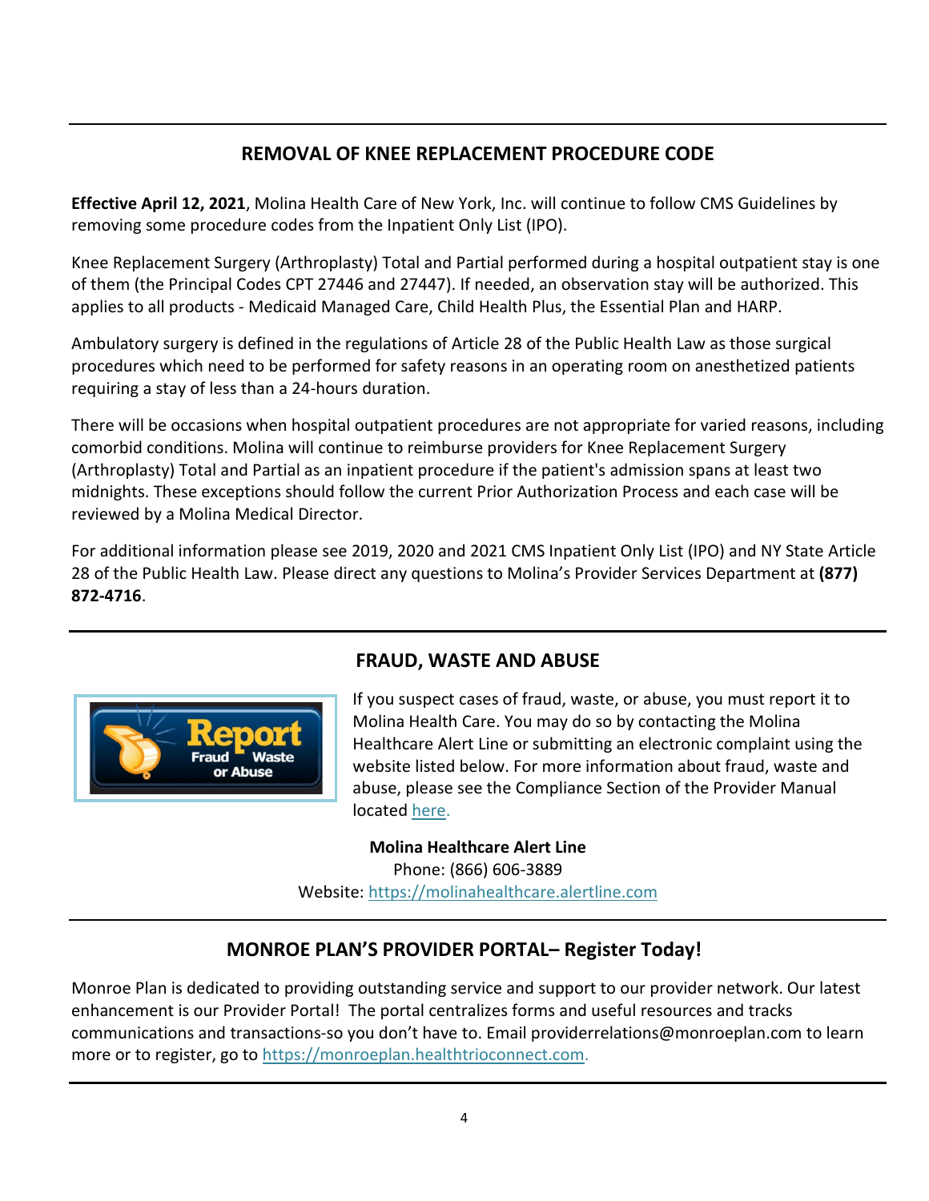## REMOVAL OF KNEE REPLACEMENT PROCEDURE CODE

**Effective April 12, 2021**, Molina Health Care of New York, Inc. will continue to follow CMS Guidelines by removing some procedure codes from the Inpatient Only List (IPO).

Knee Replacement Surgery (Arthroplasty) Total and Partial performed during a hospital outpatient stay is one of them (the Principal Codes CPT 27446 and 27447). If needed, an observation stay will be authorized. This applies to all products - Medicaid Managed Care, Child Health Plus, the Essential Plan and HARP.

Ambulatory surgery is defined in the regulations of Article 28 of the Public Health Law as those surgical procedures which need to be performed for safety reasons in an operating room on anesthetized patients requiring a stay of less than a 24-hours duration.

There will be occasions when hospital outpatient procedures are not appropriate for varied reasons, including comorbid conditions. Molina will continue to reimburse providers for Knee Replacement Surgery (Arthroplasty) Total and Partial as an inpatient procedure if the patient's admission spans at least two midnights. These exceptions should follow the current Prior Authorization Process and each case will be reviewed by a Molina Medical Director.

For additional information please see 2019, 2020 and 2021 CMS Inpatient Only List (IPO) and NY State Article 28 of the Public Health Law. Please direct any questions to Molina's Provider Services Department at **(877) 872-4716**.

## FRAUD, WASTE AND ABUSE

Report Fraud Waste or Abuse

If you suspect cases of fraud, waste, or abuse, you must report it to Molina Health Care. You may do so by contacting the Molina Healthcare Alert Line or submitting an electronic complaint using the website listed below. For more information about fraud, waste and abuse, please see the Compliance Section of the Provider Manual located here.

**Molina Healthcare Alert Line**

Phone: (866) 606-3889

Website: https://molinahealthcare.alertline.com

## MONROE PLAN'S PROVIDER PORTAL– Register Today!

Monroe Plan is dedicated to providing outstanding service and support to our provider network. Our latest enhancement is our Provider Portal! The portal centralizes forms and useful resources and tracks communications and transactions-so you don't have to. Email providerrelations@monroeplan.com to learn more or to register, go to https://monroeplan.healthtrioconnect.com.